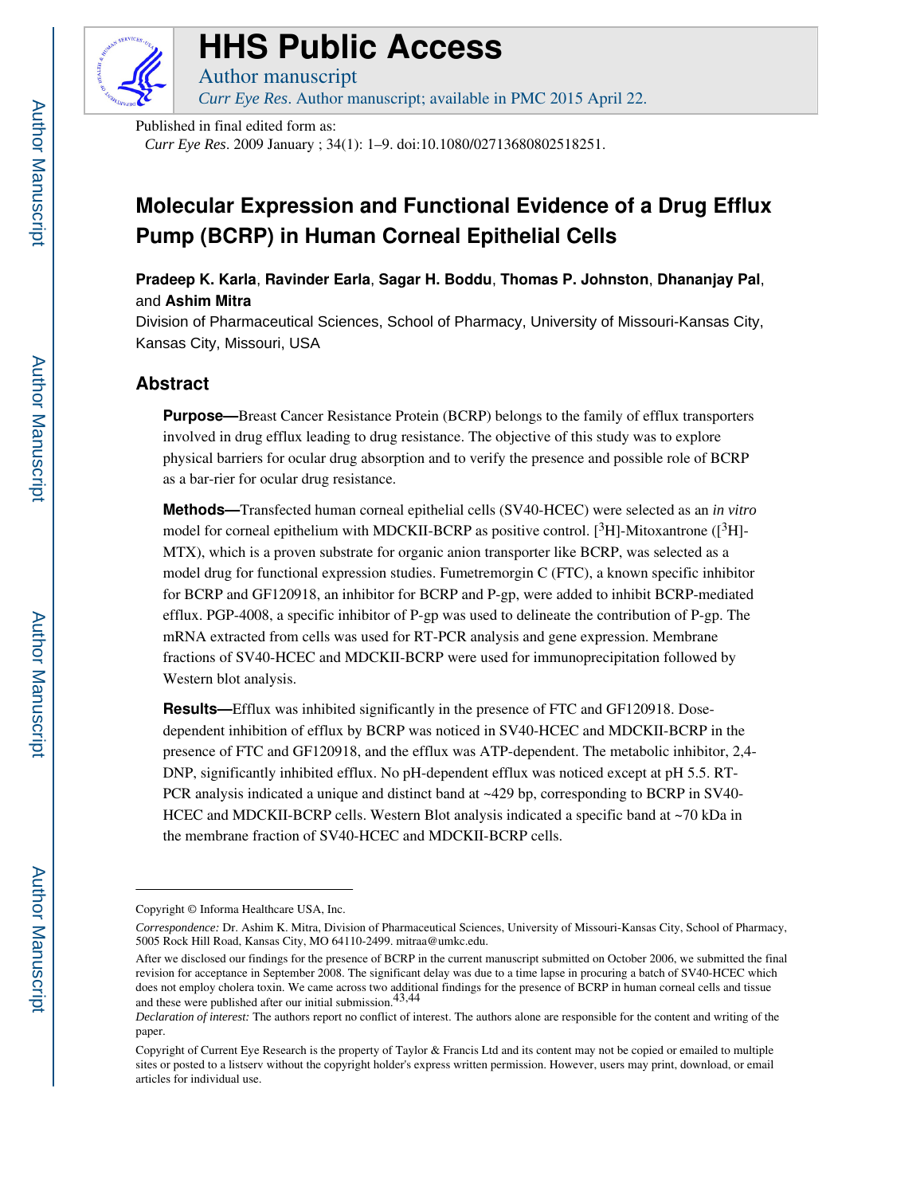# HHS Public Access

Author manuscript

*Curr Eye Res*. Author manuscript; available in PMC 2015 April 22.

Published in final edited form as:

*Curr Eye Res*. 2009 January ; 34(1): 1–9. doi:10.1080/02713680802518251.

# Molecular Expression and Functional Evidence of a Drug Efflux Pump (BCRP) in Human Corneal Epithelial Cells

**Pradeep K. Karla**, **Ravinder Earla**, **Sagar H. Boddu**, **Thomas P. Johnston**, **Dhananjay Pal**, and **Ashim Mitra**

Division of Pharmaceutical Sciences, School of Pharmacy, University of Missouri-Kansas City, Kansas City, Missouri, USA

## Abstract

**Purpose—**Breast Cancer Resistance Protein (BCRP) belongs to the family of efflux transporters involved in drug efflux leading to drug resistance. The objective of this study was to explore physical barriers for ocular drug absorption and to verify the presence and possible role of BCRP as a bar-rier for ocular drug resistance.

**Methods—**Transfected human corneal epithelial cells (SV40-HCEC) were selected as an *in vitro* model for corneal epithelium with MDCKII-BCRP as positive control. [$^{3}$H]-Mitoxantrone ([$^{3}$H]-MTX), which is a proven substrate for organic anion transporter like BCRP, was selected as a model drug for functional expression studies. Fumetremorgin C (FTC), a known specific inhibitor for BCRP and GF120918, an inhibitor for BCRP and P-gp, were added to inhibit BCRP-mediated efflux. PGP-4008, a specific inhibitor of P-gp was used to delineate the contribution of P-gp. The mRNA extracted from cells was used for RT-PCR analysis and gene expression. Membrane fractions of SV40-HCEC and MDCKII-BCRP were used for immunoprecipitation followed by Western blot analysis.

**Results—**Efflux was inhibited significantly in the presence of FTC and GF120918. Dose-dependent inhibition of efflux by BCRP was noticed in SV40-HCEC and MDCKII-BCRP in the presence of FTC and GF120918, and the efflux was ATP-dependent. The metabolic inhibitor, 2,4-DNP, significantly inhibited efflux. No pH-dependent efflux was noticed except at pH 5.5. RT-PCR analysis indicated a unique and distinct band at ~429 bp, corresponding to BCRP in SV40-HCEC and MDCKII-BCRP cells. Western Blot analysis indicated a specific band at ~70 kDa in the membrane fraction of SV40-HCEC and MDCKII-BCRP cells.

---

Copyright © Informa Healthcare USA, Inc.

*Correspondence:* Dr. Ashim K. Mitra, Division of Pharmaceutical Sciences, University of Missouri-Kansas City, School of Pharmacy, 5005 Rock Hill Road, Kansas City, MO 64110-2499. mitraa@umkc.edu.

After we disclosed our findings for the presence of BCRP in the current manuscript submitted on October 2006, we submitted the final revision for acceptance in September 2008. The significant delay was due to a time lapse in procuring a batch of SV40-HCEC which does not employ cholera toxin. We came across two additional findings for the presence of BCRP in human corneal cells and tissue and these were published after our initial submission.[43,44]

*Declaration of interest:* The authors report no conflict of interest. The authors alone are responsible for the content and writing of the paper.

Copyright of Current Eye Research is the property of Taylor & Francis Ltd and its content may not be copied or emailed to multiple sites or posted to a listserv without the copyright holder's express written permission. However, users may print, download, or email articles for individual use.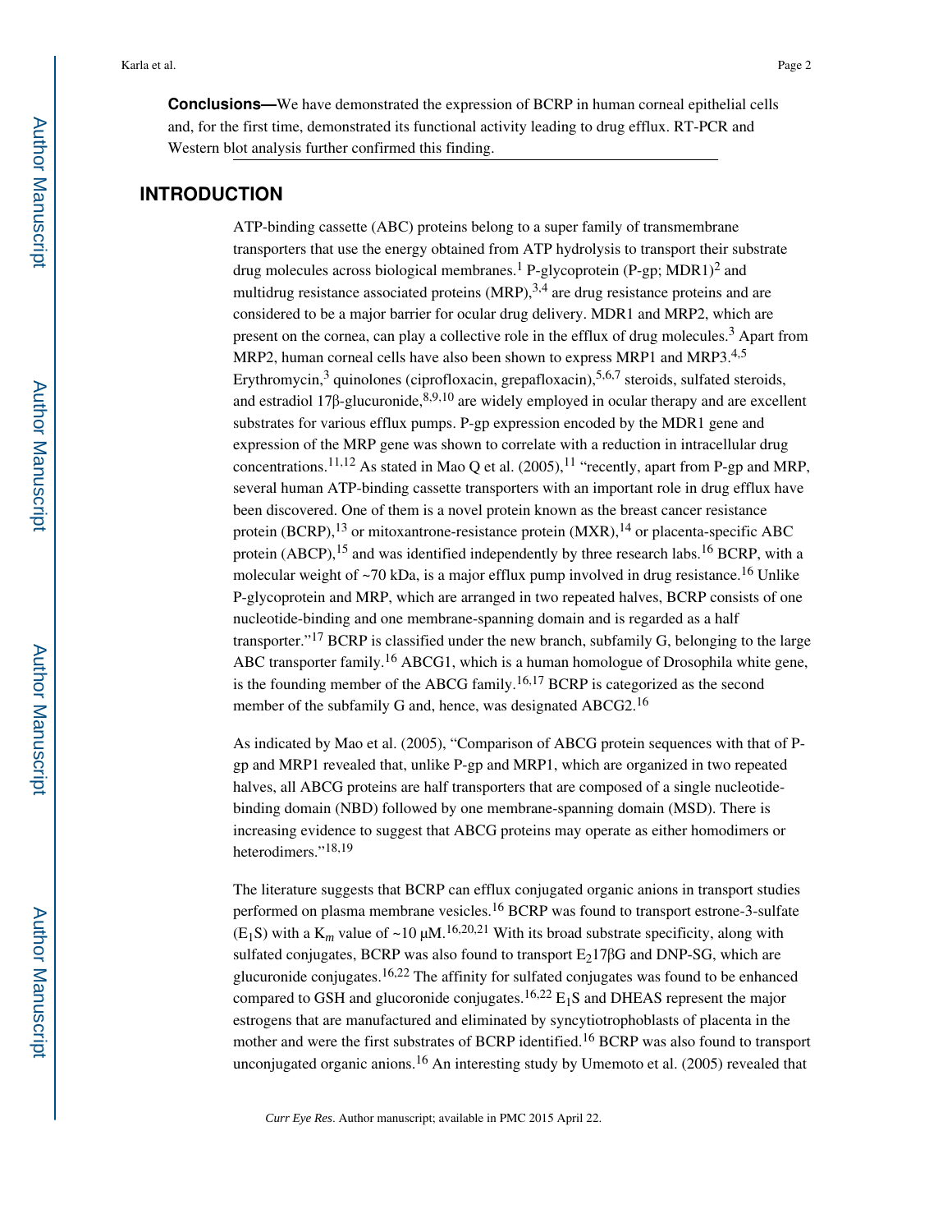**Conclusions—**We have demonstrated the expression of BCRP in human corneal epithelial cells and, for the first time, demonstrated its functional activity leading to drug efflux. RT-PCR and Western blot analysis further confirmed this finding.

## INTRODUCTION

ATP-binding cassette (ABC) proteins belong to a super family of transmembrane transporters that use the energy obtained from ATP hydrolysis to transport their substrate drug molecules across biological membranes.[1] P-glycoprotein (P-gp; MDR1)[2] and multidrug resistance associated proteins (MRP),[3,4] are drug resistance proteins and are considered to be a major barrier for ocular drug delivery. MDR1 and MRP2, which are present on the cornea, can play a collective role in the efflux of drug molecules.[3] Apart from MRP2, human corneal cells have also been shown to express MRP1 and MRP3.[4,5] Erythromycin,[3] quinolones (ciprofloxacin, grepafloxacin),[5,6,7] steroids, sulfated steroids, and estradiol 17β-glucuronide,[8,9,10] are widely employed in ocular therapy and are excellent substrates for various efflux pumps. P-gp expression encoded by the MDR1 gene and expression of the MRP gene was shown to correlate with a reduction in intracellular drug concentrations.[11,12] As stated in Mao Q et al. (2005),[11] "recently, apart from P-gp and MRP, several human ATP-binding cassette transporters with an important role in drug efflux have been discovered. One of them is a novel protein known as the breast cancer resistance protein (BCRP),[13] or mitoxantrone-resistance protein (MXR),[14] or placenta-specific ABC protein (ABCP),[15] and was identified independently by three research labs.[16] BCRP, with a molecular weight of ~70 kDa, is a major efflux pump involved in drug resistance.[16] Unlike P-glycoprotein and MRP, which are arranged in two repeated halves, BCRP consists of one nucleotide-binding and one membrane-spanning domain and is regarded as a half transporter."[17] BCRP is classified under the new branch, subfamily G, belonging to the large ABC transporter family.[16] ABCG1, which is a human homologue of Drosophila white gene, is the founding member of the ABCG family.[16,17] BCRP is categorized as the second member of the subfamily G and, hence, was designated ABCG2.[16]

As indicated by Mao et al. (2005), "Comparison of ABCG protein sequences with that of P-gp and MRP1 revealed that, unlike P-gp and MRP1, which are organized in two repeated halves, all ABCG proteins are half transporters that are composed of a single nucleotide-binding domain (NBD) followed by one membrane-spanning domain (MSD). There is increasing evidence to suggest that ABCG proteins may operate as either homodimers or heterodimers."[18,19]

The literature suggests that BCRP can efflux conjugated organic anions in transport studies performed on plasma membrane vesicles.[16] BCRP was found to transport estrone-3-sulfate ($E_1S$) with a $K_m$ value of ~10 μM.[16,20,21] With its broad substrate specificity, along with sulfated conjugates, BCRP was also found to transport $E_2$17βG and DNP-SG, which are glucuronide conjugates.[16,22] The affinity for sulfated conjugates was found to be enhanced compared to GSH and glucoronide conjugates.[16,22] $E_1S$ and DHEAS represent the major estrogens that are manufactured and eliminated by syncytiotrophoblasts of placenta in the mother and were the first substrates of BCRP identified.[16] BCRP was also found to transport unconjugated organic anions.[16] An interesting study by Umemoto et al. (2005) revealed that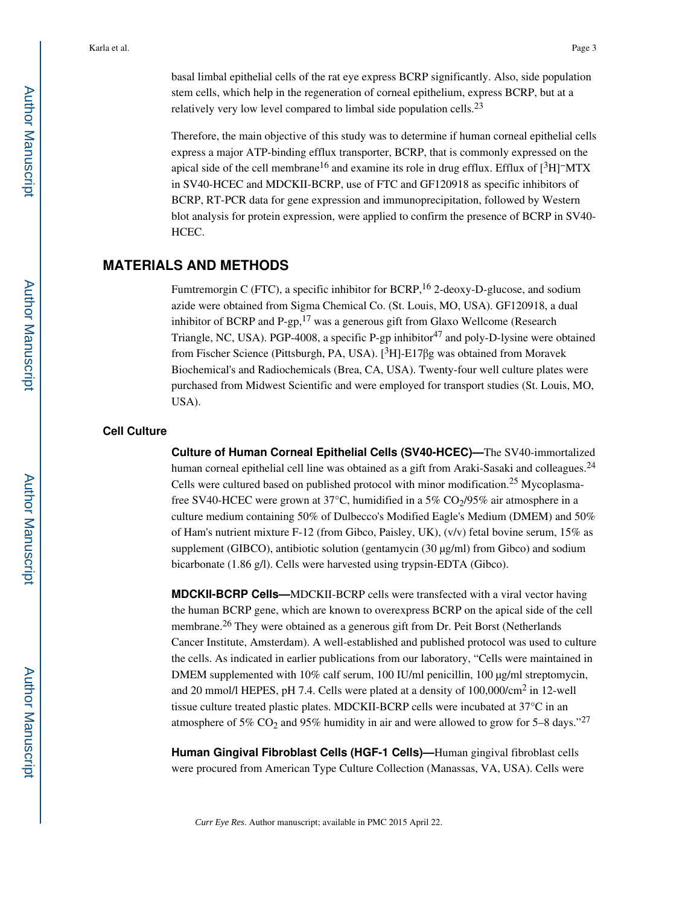basal limbal epithelial cells of the rat eye express BCRP significantly. Also, side population stem cells, which help in the regeneration of corneal epithelium, express BCRP, but at a relatively very low level compared to limbal side population cells.[23]

Therefore, the main objective of this study was to determine if human corneal epithelial cells express a major ATP-binding efflux transporter, BCRP, that is commonly expressed on the apical side of the cell membrane[16] and examine its role in drug efflux. Efflux of [$^3$H]-MTX in SV40-HCEC and MDCKII-BCRP, use of FTC and GF120918 as specific inhibitors of BCRP, RT-PCR data for gene expression and immunoprecipitation, followed by Western blot analysis for protein expression, were applied to confirm the presence of BCRP in SV40-HCEC.

## MATERIALS AND METHODS

Fumtremorgin C (FTC), a specific inhibitor for BCRP,[16] 2-deoxy-D-glucose, and sodium azide were obtained from Sigma Chemical Co. (St. Louis, MO, USA). GF120918, a dual inhibitor of BCRP and P-gp,[17] was a generous gift from Glaxo Wellcome (Research Triangle, NC, USA). PGP-4008, a specific P-gp inhibitor[47] and poly-D-lysine were obtained from Fischer Science (Pittsburgh, PA, USA). [$^3$H]-E17βg was obtained from Moravek Biochemical's and Radiochemicals (Brea, CA, USA). Twenty-four well culture plates were purchased from Midwest Scientific and were employed for transport studies (St. Louis, MO, USA).

### Cell Culture

**Culture of Human Corneal Epithelial Cells (SV40-HCEC)—**The SV40-immortalized human corneal epithelial cell line was obtained as a gift from Araki-Sasaki and colleagues.[24] Cells were cultured based on published protocol with minor modification.[25] Mycoplasma-free SV40-HCEC were grown at 37°C, humidified in a 5% $CO_2$/95% air atmosphere in a culture medium containing 50% of Dulbecco's Modified Eagle's Medium (DMEM) and 50% of Ham's nutrient mixture F-12 (from Gibco, Paisley, UK), (v/v) fetal bovine serum, 15% as supplement (GIBCO), antibiotic solution (gentamycin (30 μg/ml) from Gibco) and sodium bicarbonate (1.86 g/l). Cells were harvested using trypsin-EDTA (Gibco).

**MDCKII-BCRP Cells—**MDCKII-BCRP cells were transfected with a viral vector having the human BCRP gene, which are known to overexpress BCRP on the apical side of the cell membrane.[26] They were obtained as a generous gift from Dr. Peit Borst (Netherlands Cancer Institute, Amsterdam). A well-established and published protocol was used to culture the cells. As indicated in earlier publications from our laboratory, "Cells were maintained in DMEM supplemented with 10% calf serum, 100 IU/ml penicillin, 100 μg/ml streptomycin, and 20 mmol/l HEPES, pH 7.4. Cells were plated at a density of 100,000/cm$^2$ in 12-well tissue culture treated plastic plates. MDCKII-BCRP cells were incubated at 37°C in an atmosphere of 5% $CO_2$ and 95% humidity in air and were allowed to grow for 5–8 days."[27]

**Human Gingival Fibroblast Cells (HGF-1 Cells)—**Human gingival fibroblast cells were procured from American Type Culture Collection (Manassas, VA, USA). Cells were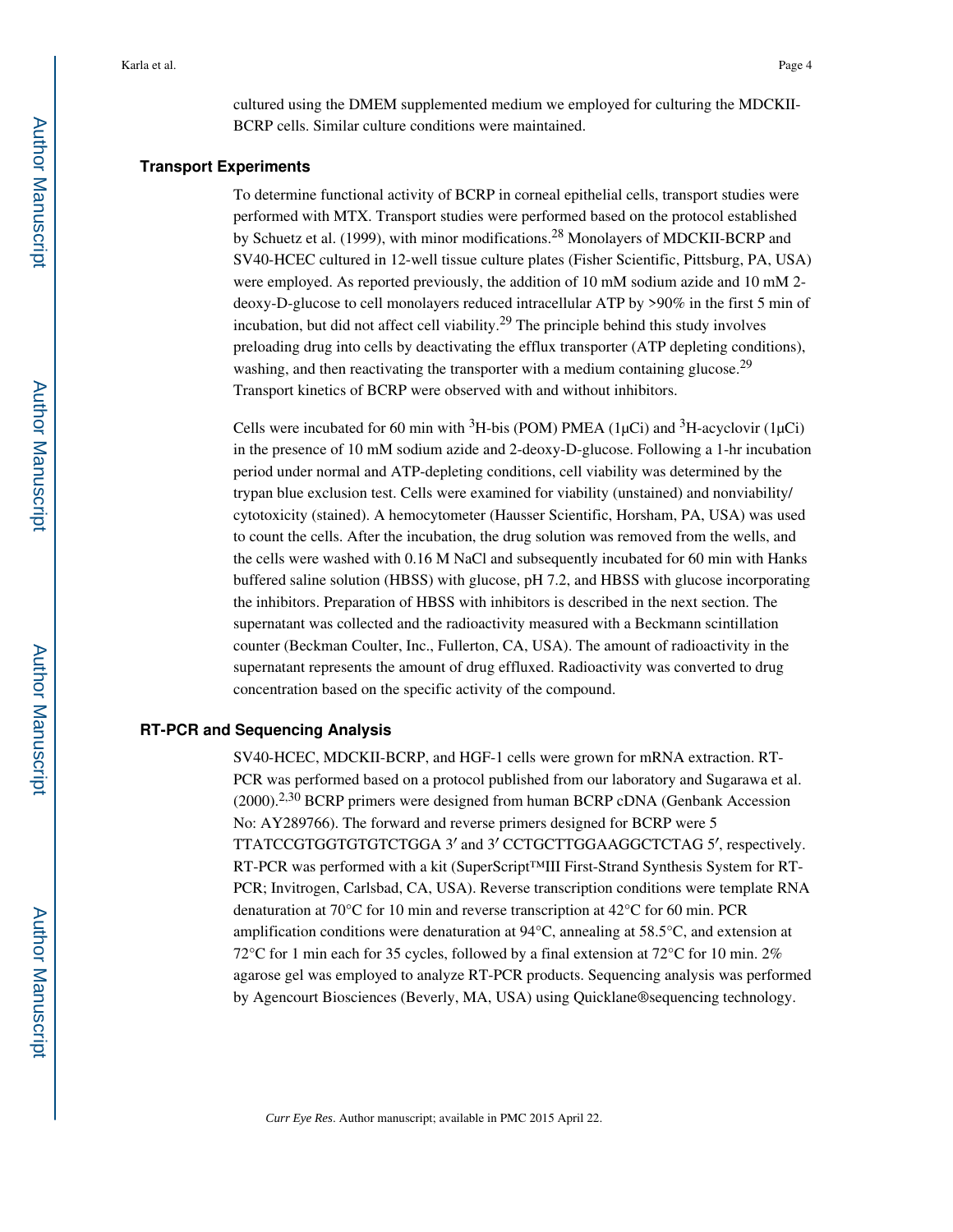cultured using the DMEM supplemented medium we employed for culturing the MDCKII-BCRP cells. Similar culture conditions were maintained.

## Transport Experiments

To determine functional activity of BCRP in corneal epithelial cells, transport studies were performed with MTX. Transport studies were performed based on the protocol established by Schuetz et al. (1999), with minor modifications.[28] Monolayers of MDCKII-BCRP and SV40-HCEC cultured in 12-well tissue culture plates (Fisher Scientific, Pittsburg, PA, USA) were employed. As reported previously, the addition of 10 mM sodium azide and 10 mM 2-deoxy-D-glucose to cell monolayers reduced intracellular ATP by >90% in the first 5 min of incubation, but did not affect cell viability.[29] The principle behind this study involves preloading drug into cells by deactivating the efflux transporter (ATP depleting conditions), washing, and then reactivating the transporter with a medium containing glucose.[29] Transport kinetics of BCRP were observed with and without inhibitors.

Cells were incubated for 60 min with $^3$H-bis (POM) PMEA (1μCi) and $^3$H-acyclovir (1μCi) in the presence of 10 mM sodium azide and 2-deoxy-D-glucose. Following a 1-hr incubation period under normal and ATP-depleting conditions, cell viability was determined by the trypan blue exclusion test. Cells were examined for viability (unstained) and nonviability/cytotoxicity (stained). A hemocytometer (Hausser Scientific, Horsham, PA, USA) was used to count the cells. After the incubation, the drug solution was removed from the wells, and the cells were washed with 0.16 M NaCl and subsequently incubated for 60 min with Hanks buffered saline solution (HBSS) with glucose, pH 7.2, and HBSS with glucose incorporating the inhibitors. Preparation of HBSS with inhibitors is described in the next section. The supernatant was collected and the radioactivity measured with a Beckmann scintillation counter (Beckman Coulter, Inc., Fullerton, CA, USA). The amount of radioactivity in the supernatant represents the amount of drug effluxed. Radioactivity was converted to drug concentration based on the specific activity of the compound.

## RT-PCR and Sequencing Analysis

SV40-HCEC, MDCKII-BCRP, and HGF-1 cells were grown for mRNA extraction. RT-PCR was performed based on a protocol published from our laboratory and Sugarawa et al. (2000).[2,30] BCRP primers were designed from human BCRP cDNA (Genbank Accession No: AY289766). The forward and reverse primers designed for BCRP were 5 TTATCCGTGGTGTGTCTGGA 3′ and 3′ CCTGCTTGGAAGGCTCTAG 5′, respectively. RT-PCR was performed with a kit (SuperScript™III First-Strand Synthesis System for RT-PCR; Invitrogen, Carlsbad, CA, USA). Reverse transcription conditions were template RNA denaturation at 70°C for 10 min and reverse transcription at 42°C for 60 min. PCR amplification conditions were denaturation at 94°C, annealing at 58.5°C, and extension at 72°C for 1 min each for 35 cycles, followed by a final extension at 72°C for 10 min. 2% agarose gel was employed to analyze RT-PCR products. Sequencing analysis was performed by Agencourt Biosciences (Beverly, MA, USA) using Quicklane®sequencing technology.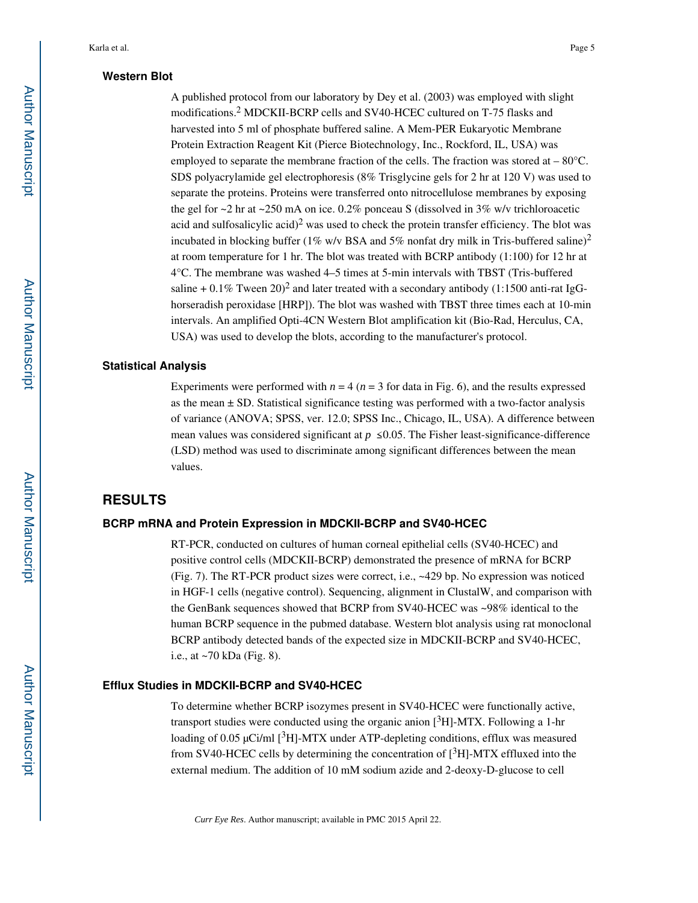### Western Blot

A published protocol from our laboratory by Dey et al. (2003) was employed with slight modifications.[2] MDCKII-BCRP cells and SV40-HCEC cultured on T-75 flasks and harvested into 5 ml of phosphate buffered saline. A Mem-PER Eukaryotic Membrane Protein Extraction Reagent Kit (Pierce Biotechnology, Inc., Rockford, IL, USA) was employed to separate the membrane fraction of the cells. The fraction was stored at – 80°C. SDS polyacrylamide gel electrophoresis (8% Trisglycine gels for 2 hr at 120 V) was used to separate the proteins. Proteins were transferred onto nitrocellulose membranes by exposing the gel for ~2 hr at ~250 mA on ice. 0.2% ponceau S (dissolved in 3% w/v trichloroacetic acid and sulfosalicylic acid)[2] was used to check the protein transfer efficiency. The blot was incubated in blocking buffer (1% w/v BSA and 5% nonfat dry milk in Tris-buffered saline)[2] at room temperature for 1 hr. The blot was treated with BCRP antibody (1:100) for 12 hr at 4°C. The membrane was washed 4–5 times at 5-min intervals with TBST (Tris-buffered saline + 0.1% Tween 20)[2] and later treated with a secondary antibody (1:1500 anti-rat IgG-horseradish peroxidase [HRP]). The blot was washed with TBST three times each at 10-min intervals. An amplified Opti-4CN Western Blot amplification kit (Bio-Rad, Herculus, CA, USA) was used to develop the blots, according to the manufacturer's protocol.

### Statistical Analysis

Experiments were performed with $n = 4$ ($n = 3$ for data in Fig. 6), and the results expressed as the mean ± SD. Statistical significance testing was performed with a two-factor analysis of variance (ANOVA; SPSS, ver. 12.0; SPSS Inc., Chicago, IL, USA). A difference between mean values was considered significant at $p \leq 0.05$. The Fisher least-significance-difference (LSD) method was used to discriminate among significant differences between the mean values.

## RESULTS

### BCRP mRNA and Protein Expression in MDCKII-BCRP and SV40-HCEC

RT-PCR, conducted on cultures of human corneal epithelial cells (SV40-HCEC) and positive control cells (MDCKII-BCRP) demonstrated the presence of mRNA for BCRP (Fig. 7). The RT-PCR product sizes were correct, i.e., ~429 bp. No expression was noticed in HGF-1 cells (negative control). Sequencing, alignment in ClustalW, and comparison with the GenBank sequences showed that BCRP from SV40-HCEC was ~98% identical to the human BCRP sequence in the pubmed database. Western blot analysis using rat monoclonal BCRP antibody detected bands of the expected size in MDCKII-BCRP and SV40-HCEC, i.e., at ~70 kDa (Fig. 8).

### Efflux Studies in MDCKII-BCRP and SV40-HCEC

To determine whether BCRP isozymes present in SV40-HCEC were functionally active, transport studies were conducted using the organic anion [$^3$H]-MTX. Following a 1-hr loading of 0.05 μCi/ml [$^3$H]-MTX under ATP-depleting conditions, efflux was measured from SV40-HCEC cells by determining the concentration of [$^3$H]-MTX effluxed into the external medium. The addition of 10 mM sodium azide and 2-deoxy-D-glucose to cell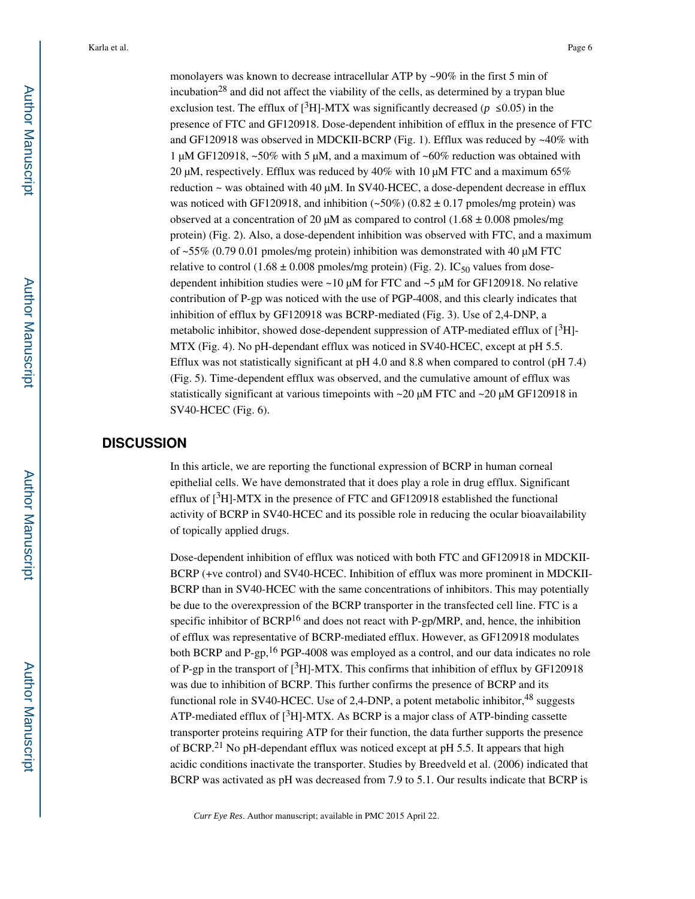monolayers was known to decrease intracellular ATP by ~90% in the first 5 min of incubation[28] and did not affect the viability of the cells, as determined by a trypan blue exclusion test. The efflux of [$^3$H]-MTX was significantly decreased ($p \leq 0.05$) in the presence of FTC and GF120918. Dose-dependent inhibition of efflux in the presence of FTC and GF120918 was observed in MDCKII-BCRP (Fig. 1). Efflux was reduced by ~40% with 1 μM GF120918, ~50% with 5 μM, and a maximum of ~60% reduction was obtained with 20 μM, respectively. Efflux was reduced by 40% with 10 μM FTC and a maximum 65% reduction ~ was obtained with 40 μM. In SV40-HCEC, a dose-dependent decrease in efflux was noticed with GF120918, and inhibition (~50%) (0.82 ± 0.17 pmoles/mg protein) was observed at a concentration of 20 μM as compared to control (1.68 ± 0.008 pmoles/mg protein) (Fig. 2). Also, a dose-dependent inhibition was observed with FTC, and a maximum of ~55% (0.79 0.01 pmoles/mg protein) inhibition was demonstrated with 40 μM FTC relative to control (1.68 ± 0.008 pmoles/mg protein) (Fig. 2). $IC_{50}$ values from dose-dependent inhibition studies were ~10 μM for FTC and ~5 μM for GF120918. No relative contribution of P-gp was noticed with the use of PGP-4008, and this clearly indicates that inhibition of efflux by GF120918 was BCRP-mediated (Fig. 3). Use of 2,4-DNP, a metabolic inhibitor, showed dose-dependent suppression of ATP-mediated efflux of [$^3$H]-MTX (Fig. 4). No pH-dependant efflux was noticed in SV40-HCEC, except at pH 5.5. Efflux was not statistically significant at pH 4.0 and 8.8 when compared to control (pH 7.4) (Fig. 5). Time-dependent efflux was observed, and the cumulative amount of efflux was statistically significant at various timepoints with ~20 μM FTC and ~20 μM GF120918 in SV40-HCEC (Fig. 6).

## DISCUSSION

In this article, we are reporting the functional expression of BCRP in human corneal epithelial cells. We have demonstrated that it does play a role in drug efflux. Significant efflux of [$^3$H]-MTX in the presence of FTC and GF120918 established the functional activity of BCRP in SV40-HCEC and its possible role in reducing the ocular bioavailability of topically applied drugs.

Dose-dependent inhibition of efflux was noticed with both FTC and GF120918 in MDCKII-BCRP (+ve control) and SV40-HCEC. Inhibition of efflux was more prominent in MDCKII-BCRP than in SV40-HCEC with the same concentrations of inhibitors. This may potentially be due to the overexpression of the BCRP transporter in the transfected cell line. FTC is a specific inhibitor of BCRP[16] and does not react with P-gp/MRP, and, hence, the inhibition of efflux was representative of BCRP-mediated efflux. However, as GF120918 modulates both BCRP and P-gp,[16] PGP-4008 was employed as a control, and our data indicates no role of P-gp in the transport of [$^3$H]-MTX. This confirms that inhibition of efflux by GF120918 was due to inhibition of BCRP. This further confirms the presence of BCRP and its functional role in SV40-HCEC. Use of 2,4-DNP, a potent metabolic inhibitor,[48] suggests ATP-mediated efflux of [$^3$H]-MTX. As BCRP is a major class of ATP-binding cassette transporter proteins requiring ATP for their function, the data further supports the presence of BCRP.[21] No pH-dependant efflux was noticed except at pH 5.5. It appears that high acidic conditions inactivate the transporter. Studies by Breedveld et al. (2006) indicated that BCRP was activated as pH was decreased from 7.9 to 5.1. Our results indicate that BCRP is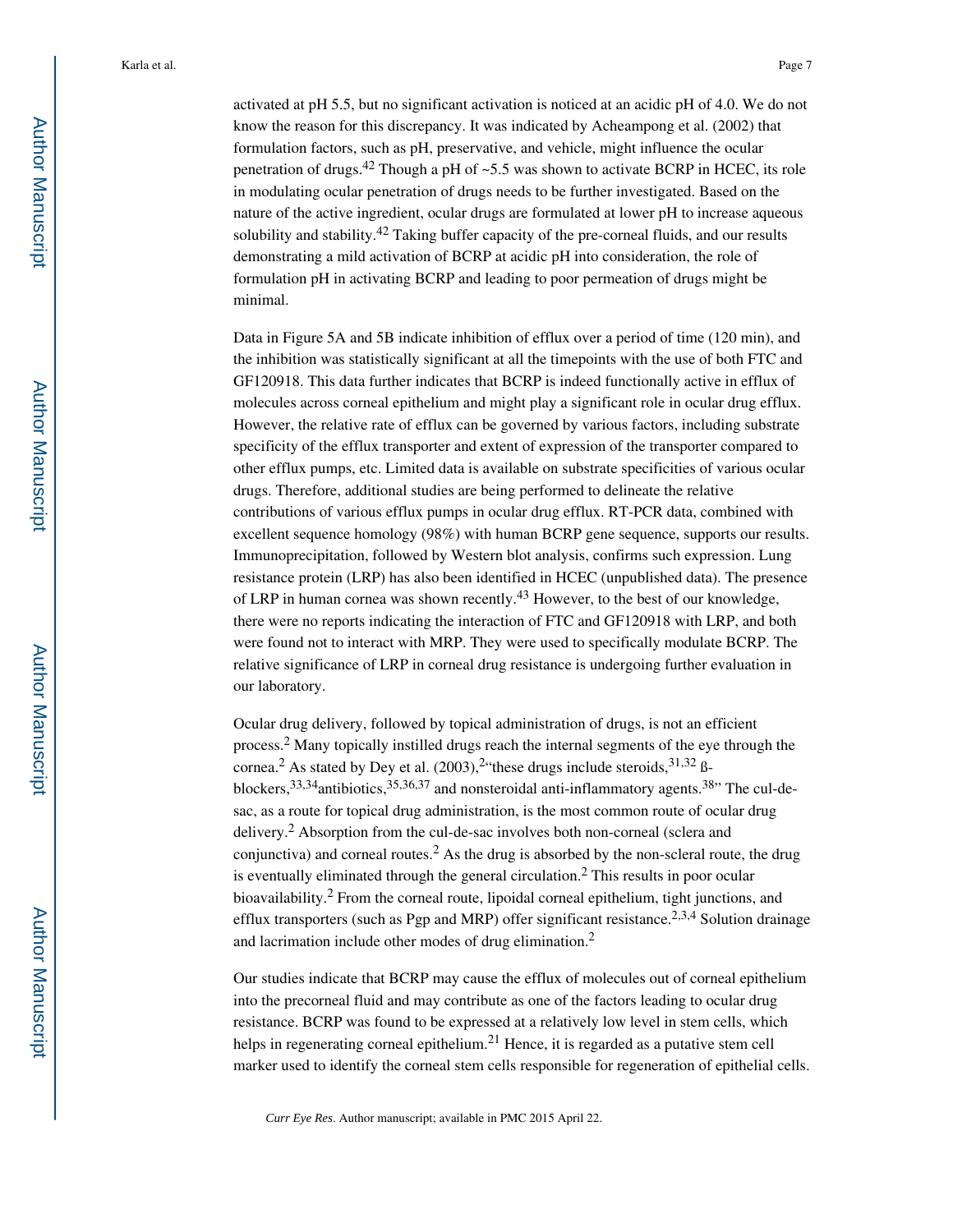activated at pH 5.5, but no significant activation is noticed at an acidic pH of 4.0. We do not know the reason for this discrepancy. It was indicated by Acheampong et al. (2002) that formulation factors, such as pH, preservative, and vehicle, might influence the ocular penetration of drugs.[42] Though a pH of ~5.5 was shown to activate BCRP in HCEC, its role in modulating ocular penetration of drugs needs to be further investigated. Based on the nature of the active ingredient, ocular drugs are formulated at lower pH to increase aqueous solubility and stability.[42] Taking buffer capacity of the pre-corneal fluids, and our results demonstrating a mild activation of BCRP at acidic pH into consideration, the role of formulation pH in activating BCRP and leading to poor permeation of drugs might be minimal.

Data in Figure 5A and 5B indicate inhibition of efflux over a period of time (120 min), and the inhibition was statistically significant at all the timepoints with the use of both FTC and GF120918. This data further indicates that BCRP is indeed functionally active in efflux of molecules across corneal epithelium and might play a significant role in ocular drug efflux. However, the relative rate of efflux can be governed by various factors, including substrate specificity of the efflux transporter and extent of expression of the transporter compared to other efflux pumps, etc. Limited data is available on substrate specificities of various ocular drugs. Therefore, additional studies are being performed to delineate the relative contributions of various efflux pumps in ocular drug efflux. RT-PCR data, combined with excellent sequence homology (98%) with human BCRP gene sequence, supports our results. Immunoprecipitation, followed by Western blot analysis, confirms such expression. Lung resistance protein (LRP) has also been identified in HCEC (unpublished data). The presence of LRP in human cornea was shown recently.[43] However, to the best of our knowledge, there were no reports indicating the interaction of FTC and GF120918 with LRP, and both were found not to interact with MRP. They were used to specifically modulate BCRP. The relative significance of LRP in corneal drug resistance is undergoing further evaluation in our laboratory.

Ocular drug delivery, followed by topical administration of drugs, is not an efficient process.[2] Many topically instilled drugs reach the internal segments of the eye through the cornea.[2] As stated by Dey et al. (2003),[2] "these drugs include steroids,[31,32] ß-blockers,[33,34] antibiotics,[35,36,37] and nonsteroidal anti-inflammatory agents.[38]" The cul-de-sac, as a route for topical drug administration, is the most common route of ocular drug delivery.[2] Absorption from the cul-de-sac involves both non-corneal (sclera and conjunctiva) and corneal routes.[2] As the drug is absorbed by the non-scleral route, the drug is eventually eliminated through the general circulation.[2] This results in poor ocular bioavailability.[2] From the corneal route, lipoidal corneal epithelium, tight junctions, and efflux transporters (such as Pgp and MRP) offer significant resistance.[2,3,4] Solution drainage and lacrimation include other modes of drug elimination.[2]

Our studies indicate that BCRP may cause the efflux of molecules out of corneal epithelium into the precorneal fluid and may contribute as one of the factors leading to ocular drug resistance. BCRP was found to be expressed at a relatively low level in stem cells, which helps in regenerating corneal epithelium.[21] Hence, it is regarded as a putative stem cell marker used to identify the corneal stem cells responsible for regeneration of epithelial cells.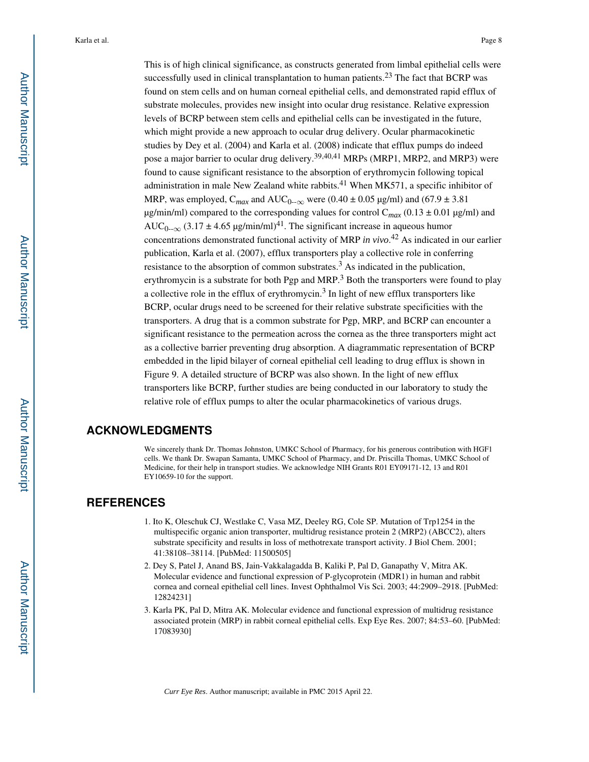This is of high clinical significance, as constructs generated from limbal epithelial cells were successfully used in clinical transplantation to human patients.[23] The fact that BCRP was found on stem cells and on human corneal epithelial cells, and demonstrated rapid efflux of substrate molecules, provides new insight into ocular drug resistance. Relative expression levels of BCRP between stem cells and epithelial cells can be investigated in the future, which might provide a new approach to ocular drug delivery. Ocular pharmacokinetic studies by Dey et al. (2004) and Karla et al. (2008) indicate that efflux pumps do indeed pose a major barrier to ocular drug delivery.[39,40,41] MRPs (MRP1, MRP2, and MRP3) were found to cause significant resistance to the absorption of erythromycin following topical administration in male New Zealand white rabbits.[41] When MK571, a specific inhibitor of MRP, was employed, $C_{max}$ and $AUC_{0\text{--}\infty}$ were (0.40 ± 0.05 μg/ml) and (67.9 ± 3.81 μg/min/ml) compared to the corresponding values for control $C_{max}$ (0.13 ± 0.01 μg/ml) and $AUC_{0\text{--}\infty}$ (3.17 ± 4.65 μg/min/ml)[41]. The significant increase in aqueous humor concentrations demonstrated functional activity of MRP *in vivo*.[42] As indicated in our earlier publication, Karla et al. (2007), efflux transporters play a collective role in conferring resistance to the absorption of common substrates.[3] As indicated in the publication, erythromycin is a substrate for both Pgp and MRP.[3] Both the transporters were found to play a collective role in the efflux of erythromycin.[3] In light of new efflux transporters like BCRP, ocular drugs need to be screened for their relative substrate specificities with the transporters. A drug that is a common substrate for Pgp, MRP, and BCRP can encounter a significant resistance to the permeation across the cornea as the three transporters might act as a collective barrier preventing drug absorption. A diagrammatic representation of BCRP embedded in the lipid bilayer of corneal epithelial cell leading to drug efflux is shown in Figure 9. A detailed structure of BCRP was also shown. In the light of new efflux transporters like BCRP, further studies are being conducted in our laboratory to study the relative role of efflux pumps to alter the ocular pharmacokinetics of various drugs.

## ACKNOWLEDGMENTS

We sincerely thank Dr. Thomas Johnston, UMKC School of Pharmacy, for his generous contribution with HGF1 cells. We thank Dr. Swapan Samanta, UMKC School of Pharmacy, and Dr. Priscilla Thomas, UMKC School of Medicine, for their help in transport studies. We acknowledge NIH Grants R01 EY09171-12, 13 and R01 EY10659-10 for the support.

## REFERENCES

1. Ito K, Oleschuk CJ, Westlake C, Vasa MZ, Deeley RG, Cole SP. Mutation of Trp1254 in the multispecific organic anion transporter, multidrug resistance protein 2 (MRP2) (ABCC2), alters substrate specificity and results in loss of methotrexate transport activity. J Biol Chem. 2001; 41:38108–38114. [PubMed: 11500505]
2. Dey S, Patel J, Anand BS, Jain-Vakkalagadda B, Kaliki P, Pal D, Ganapathy V, Mitra AK. Molecular evidence and functional expression of P-glycoprotein (MDR1) in human and rabbit cornea and corneal epithelial cell lines. Invest Ophthalmol Vis Sci. 2003; 44:2909–2918. [PubMed: 12824231]
3. Karla PK, Pal D, Mitra AK. Molecular evidence and functional expression of multidrug resistance associated protein (MRP) in rabbit corneal epithelial cells. Exp Eye Res. 2007; 84:53–60. [PubMed: 17083930]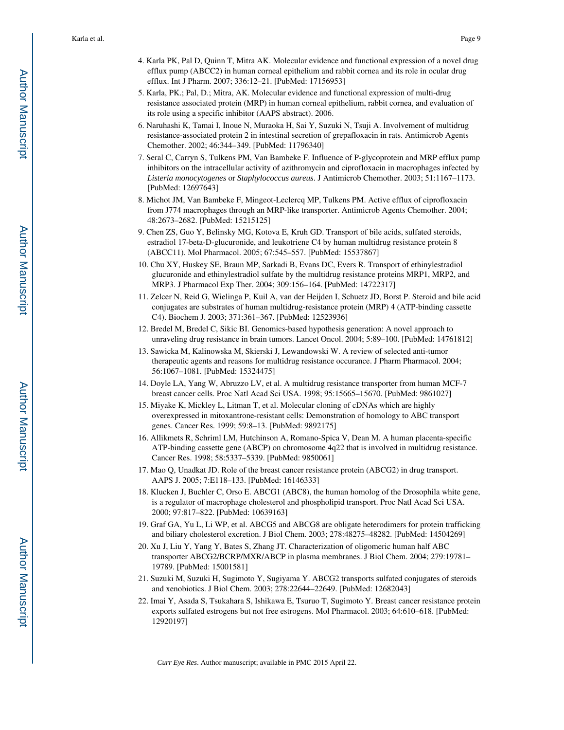4. Karla PK, Pal D, Quinn T, Mitra AK. Molecular evidence and functional expression of a novel drug efflux pump (ABCC2) in human corneal epithelium and rabbit cornea and its role in ocular drug efflux. Int J Pharm. 2007; 336:12–21. [PubMed: 17156953]
5. Karla, PK.; Pal, D.; Mitra, AK. Molecular evidence and functional expression of multi-drug resistance associated protein (MRP) in human corneal epithelium, rabbit cornea, and evaluation of its role using a specific inhibitor (AAPS abstract). 2006.
6. Naruhashi K, Tamai I, Inoue N, Muraoka H, Sai Y, Suzuki N, Tsuji A. Involvement of multidrug resistance-associated protein 2 in intestinal secretion of grepafloxacin in rats. Antimicrob Agents Chemother. 2002; 46:344–349. [PubMed: 11796340]
7. Seral C, Carryn S, Tulkens PM, Van Bambeke F. Influence of P-glycoprotein and MRP efflux pump inhibitors on the intracellular activity of azithromycin and ciprofloxacin in macrophages infected by *Listeria monocytogenes* or *Staphylococcus aureus*. J Antimicrob Chemother. 2003; 51:1167–1173. [PubMed: 12697643]
8. Michot JM, Van Bambeke F, Mingeot-Leclercq MP, Tulkens PM. Active efflux of ciprofloxacin from J774 macrophages through an MRP-like transporter. Antimicrob Agents Chemother. 2004; 48:2673–2682. [PubMed: 15215125]
9. Chen ZS, Guo Y, Belinsky MG, Kotova E, Kruh GD. Transport of bile acids, sulfated steroids, estradiol 17-beta-D-glucuronide, and leukotriene C4 by human multidrug resistance protein 8 (ABCC11). Mol Pharmacol. 2005; 67:545–557. [PubMed: 15537867]
10. Chu XY, Huskey SE, Braun MP, Sarkadi B, Evans DC, Evers R. Transport of ethinylestradiol glucuronide and ethinylestradiol sulfate by the multidrug resistance proteins MRP1, MRP2, and MRP3. J Pharmacol Exp Ther. 2004; 309:156–164. [PubMed: 14722317]
11. Zelcer N, Reid G, Wielinga P, Kuil A, van der Heijden I, Schuetz JD, Borst P. Steroid and bile acid conjugates are substrates of human multidrug-resistance protein (MRP) 4 (ATP-binding cassette C4). Biochem J. 2003; 371:361–367. [PubMed: 12523936]
12. Bredel M, Bredel C, Sikic BI. Genomics-based hypothesis generation: A novel approach to unraveling drug resistance in brain tumors. Lancet Oncol. 2004; 5:89–100. [PubMed: 14761812]
13. Sawicka M, Kalinowska M, Skierski J, Lewandowski W. A review of selected anti-tumor therapeutic agents and reasons for multidrug resistance occurance. J Pharm Pharmacol. 2004; 56:1067–1081. [PubMed: 15324475]
14. Doyle LA, Yang W, Abruzzo LV, et al. A multidrug resistance transporter from human MCF-7 breast cancer cells. Proc Natl Acad Sci USA. 1998; 95:15665–15670. [PubMed: 9861027]
15. Miyake K, Mickley L, Litman T, et al. Molecular cloning of cDNAs which are highly overexpressed in mitoxantrone-resistant cells: Demonstration of homology to ABC transport genes. Cancer Res. 1999; 59:8–13. [PubMed: 9892175]
16. Allikmets R, Schriml LM, Hutchinson A, Romano-Spica V, Dean M. A human placenta-specific ATP-binding cassette gene (ABCP) on chromosome 4q22 that is involved in multidrug resistance. Cancer Res. 1998; 58:5337–5339. [PubMed: 9850061]
17. Mao Q, Unadkat JD. Role of the breast cancer resistance protein (ABCG2) in drug transport. AAPS J. 2005; 7:E118–133. [PubMed: 16146333]
18. Klucken J, Buchler C, Orso E. ABCG1 (ABC8), the human homolog of the Drosophila white gene, is a regulator of macrophage cholesterol and phospholipid transport. Proc Natl Acad Sci USA. 2000; 97:817–822. [PubMed: 10639163]
19. Graf GA, Yu L, Li WP, et al. ABCG5 and ABCG8 are obligate heterodimers for protein trafficking and biliary cholesterol excretion. J Biol Chem. 2003; 278:48275–48282. [PubMed: 14504269]
20. Xu J, Liu Y, Yang Y, Bates S, Zhang JT. Characterization of oligomeric human half ABC transporter ABCG2/BCRP/MXR/ABCP in plasma membranes. J Biol Chem. 2004; 279:19781–19789. [PubMed: 15001581]
21. Suzuki M, Suzuki H, Sugimoto Y, Sugiyama Y. ABCG2 transports sulfated conjugates of steroids and xenobiotics. J Biol Chem. 2003; 278:22644–22649. [PubMed: 12682043]
22. Imai Y, Asada S, Tsukahara S, Ishikawa E, Tsuruo T, Sugimoto Y. Breast cancer resistance protein exports sulfated estrogens but not free estrogens. Mol Pharmacol. 2003; 64:610–618. [PubMed: 12920197]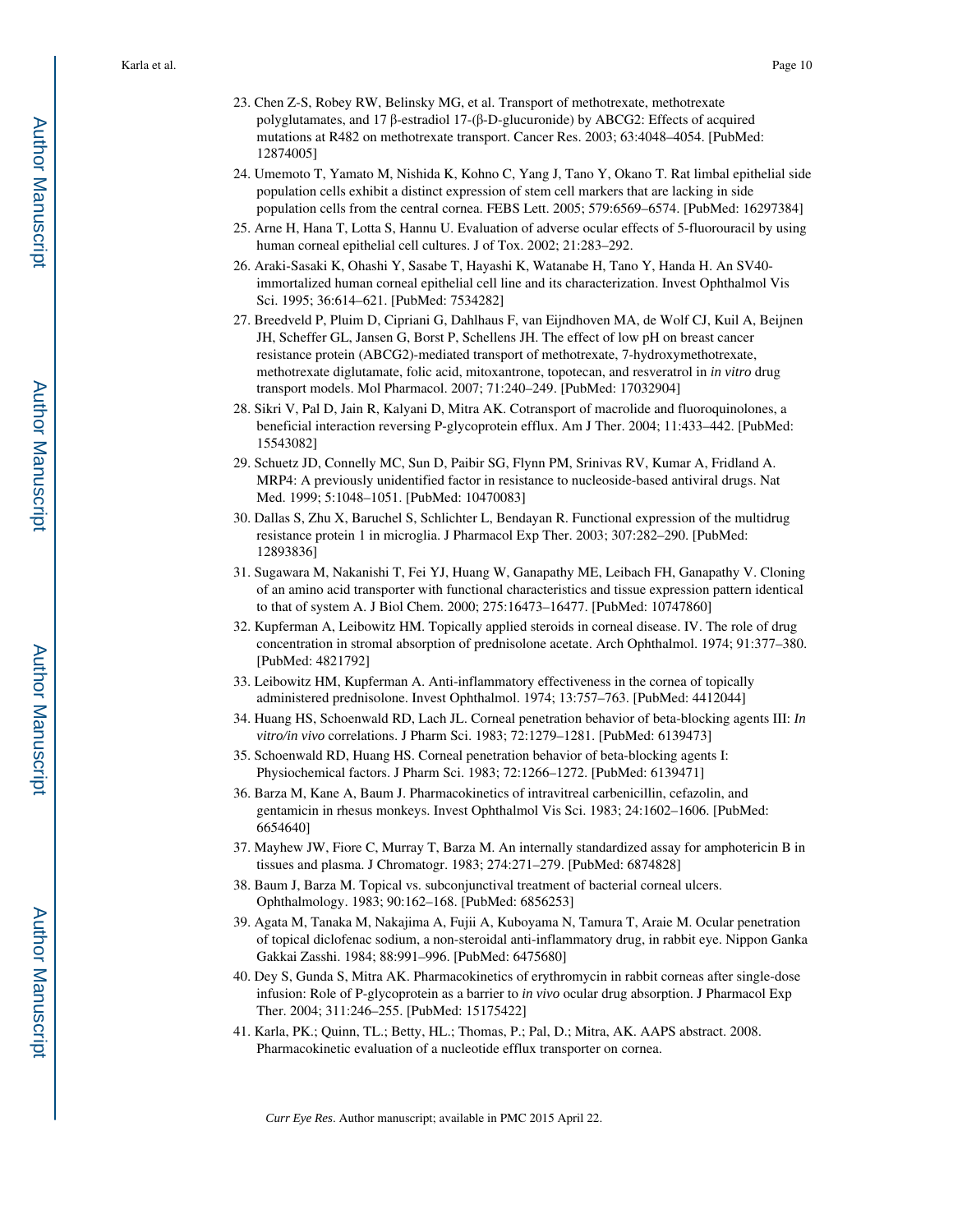23. Chen Z-S, Robey RW, Belinsky MG, et al. Transport of methotrexate, methotrexate polyglutamates, and 17 β-estradiol 17-(β-D-glucuronide) by ABCG2: Effects of acquired mutations at R482 on methotrexate transport. Cancer Res. 2003; 63:4048–4054. [PubMed: 12874005]
24. Umemoto T, Yamato M, Nishida K, Kohno C, Yang J, Tano Y, Okano T. Rat limbal epithelial side population cells exhibit a distinct expression of stem cell markers that are lacking in side population cells from the central cornea. FEBS Lett. 2005; 579:6569–6574. [PubMed: 16297384]
25. Arne H, Hana T, Lotta S, Hannu U. Evaluation of adverse ocular effects of 5-fluorouracil by using human corneal epithelial cell cultures. J of Tox. 2002; 21:283–292.
26. Araki-Sasaki K, Ohashi Y, Sasabe T, Hayashi K, Watanabe H, Tano Y, Handa H. An SV40-immortalized human corneal epithelial cell line and its characterization. Invest Ophthalmol Vis Sci. 1995; 36:614–621. [PubMed: 7534282]
27. Breedveld P, Pluim D, Cipriani G, Dahlhaus F, van Eijndhoven MA, de Wolf CJ, Kuil A, Beijnen JH, Scheffer GL, Jansen G, Borst P, Schellens JH. The effect of low pH on breast cancer resistance protein (ABCG2)-mediated transport of methotrexate, 7-hydroxymethotrexate, methotrexate diglutamate, folic acid, mitoxantrone, topotecan, and resveratrol in *in vitro* drug transport models. Mol Pharmacol. 2007; 71:240–249. [PubMed: 17032904]
28. Sikri V, Pal D, Jain R, Kalyani D, Mitra AK. Cotransport of macrolide and fluoroquinolones, a beneficial interaction reversing P-glycoprotein efflux. Am J Ther. 2004; 11:433–442. [PubMed: 15543082]
29. Schuetz JD, Connelly MC, Sun D, Paibir SG, Flynn PM, Srinivas RV, Kumar A, Fridland A. MRP4: A previously unidentified factor in resistance to nucleoside-based antiviral drugs. Nat Med. 1999; 5:1048–1051. [PubMed: 10470083]
30. Dallas S, Zhu X, Baruchel S, Schlichter L, Bendayan R. Functional expression of the multidrug resistance protein 1 in microglia. J Pharmacol Exp Ther. 2003; 307:282–290. [PubMed: 12893836]
31. Sugawara M, Nakanishi T, Fei YJ, Huang W, Ganapathy ME, Leibach FH, Ganapathy V. Cloning of an amino acid transporter with functional characteristics and tissue expression pattern identical to that of system A. J Biol Chem. 2000; 275:16473–16477. [PubMed: 10747860]
32. Kupferman A, Leibowitz HM. Topically applied steroids in corneal disease. IV. The role of drug concentration in stromal absorption of prednisolone acetate. Arch Ophthalmol. 1974; 91:377–380. [PubMed: 4821792]
33. Leibowitz HM, Kupferman A. Anti-inflammatory effectiveness in the cornea of topically administered prednisolone. Invest Ophthalmol. 1974; 13:757–763. [PubMed: 4412044]
34. Huang HS, Schoenwald RD, Lach JL. Corneal penetration behavior of beta-blocking agents III: *In vitro/in vivo* correlations. J Pharm Sci. 1983; 72:1279–1281. [PubMed: 6139473]
35. Schoenwald RD, Huang HS. Corneal penetration behavior of beta-blocking agents I: Physiochemical factors. J Pharm Sci. 1983; 72:1266–1272. [PubMed: 6139471]
36. Barza M, Kane A, Baum J. Pharmacokinetics of intravitreal carbenicillin, cefazolin, and gentamicin in rhesus monkeys. Invest Ophthalmol Vis Sci. 1983; 24:1602–1606. [PubMed: 6654640]
37. Mayhew JW, Fiore C, Murray T, Barza M. An internally standardized assay for amphotericin B in tissues and plasma. J Chromatogr. 1983; 274:271–279. [PubMed: 6874828]
38. Baum J, Barza M. Topical vs. subconjunctival treatment of bacterial corneal ulcers. Ophthalmology. 1983; 90:162–168. [PubMed: 6856253]
39. Agata M, Tanaka M, Nakajima A, Fujii A, Kuboyama N, Tamura T, Araie M. Ocular penetration of topical diclofenac sodium, a non-steroidal anti-inflammatory drug, in rabbit eye. Nippon Ganka Gakkai Zasshi. 1984; 88:991–996. [PubMed: 6475680]
40. Dey S, Gunda S, Mitra AK. Pharmacokinetics of erythromycin in rabbit corneas after single-dose infusion: Role of P-glycoprotein as a barrier to *in vivo* ocular drug absorption. J Pharmacol Exp Ther. 2004; 311:246–255. [PubMed: 15175422]
41. Karla, PK.; Quinn, TL.; Betty, HL.; Thomas, P.; Pal, D.; Mitra, AK. AAPS abstract. 2008. Pharmacokinetic evaluation of a nucleotide efflux transporter on cornea.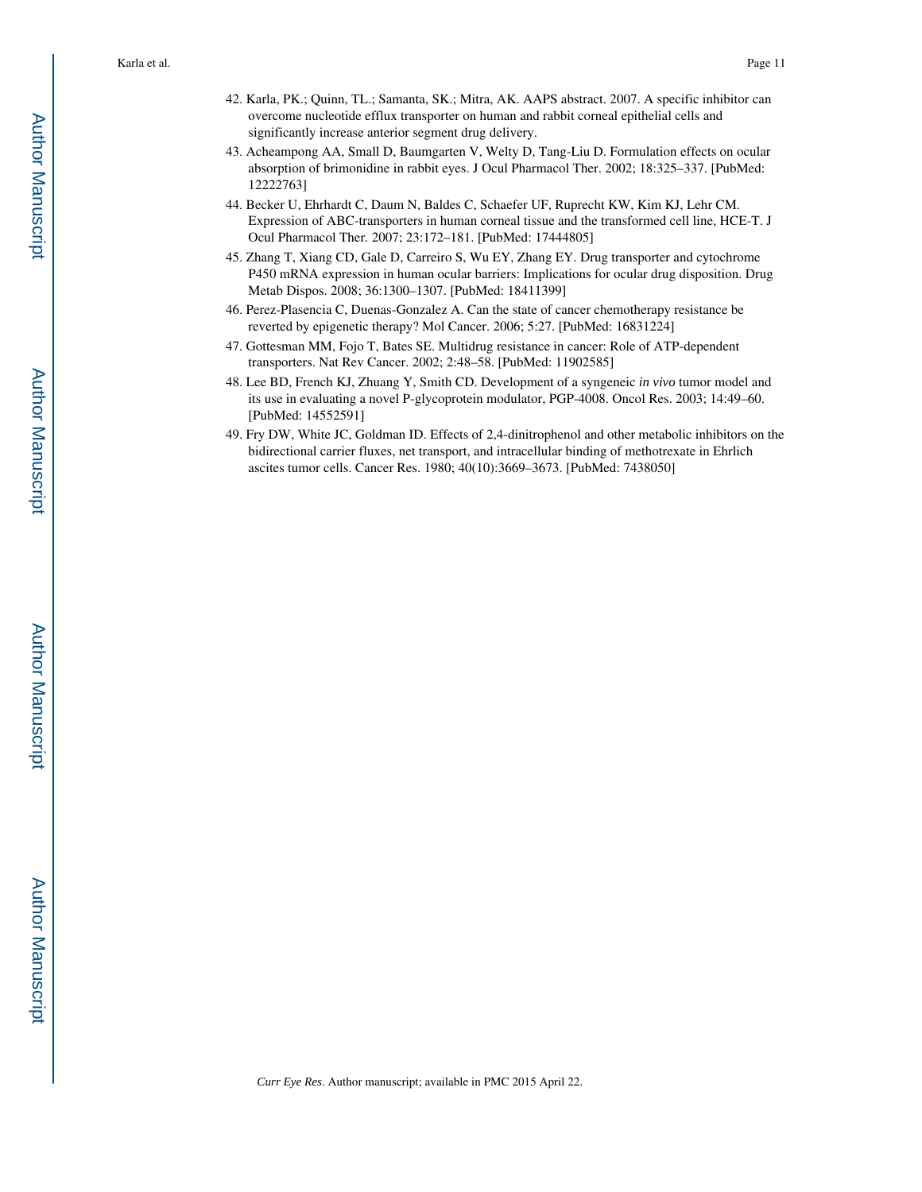42. Karla, PK.; Quinn, TL.; Samanta, SK.; Mitra, AK. AAPS abstract. 2007. A specific inhibitor can overcome nucleotide efflux transporter on human and rabbit corneal epithelial cells and significantly increase anterior segment drug delivery.
43. Acheampong AA, Small D, Baumgarten V, Welty D, Tang-Liu D. Formulation effects on ocular absorption of brimonidine in rabbit eyes. J Ocul Pharmacol Ther. 2002; 18:325–337. [PubMed: 12222763]
44. Becker U, Ehrhardt C, Daum N, Baldes C, Schaefer UF, Ruprecht KW, Kim KJ, Lehr CM. Expression of ABC-transporters in human corneal tissue and the transformed cell line, HCE-T. J Ocul Pharmacol Ther. 2007; 23:172–181. [PubMed: 17444805]
45. Zhang T, Xiang CD, Gale D, Carreiro S, Wu EY, Zhang EY. Drug transporter and cytochrome P450 mRNA expression in human ocular barriers: Implications for ocular drug disposition. Drug Metab Dispos. 2008; 36:1300–1307. [PubMed: 18411399]
46. Perez-Plasencia C, Duenas-Gonzalez A. Can the state of cancer chemotherapy resistance be reverted by epigenetic therapy? Mol Cancer. 2006; 5:27. [PubMed: 16831224]
47. Gottesman MM, Fojo T, Bates SE. Multidrug resistance in cancer: Role of ATP-dependent transporters. Nat Rev Cancer. 2002; 2:48–58. [PubMed: 11902585]
48. Lee BD, French KJ, Zhuang Y, Smith CD. Development of a syngeneic *in vivo* tumor model and its use in evaluating a novel P-glycoprotein modulator, PGP-4008. Oncol Res. 2003; 14:49–60. [PubMed: 14552591]
49. Fry DW, White JC, Goldman ID. Effects of 2,4-dinitrophenol and other metabolic inhibitors on the bidirectional carrier fluxes, net transport, and intracellular binding of methotrexate in Ehrlich ascites tumor cells. Cancer Res. 1980; 40(10):3669–3673. [PubMed: 7438050]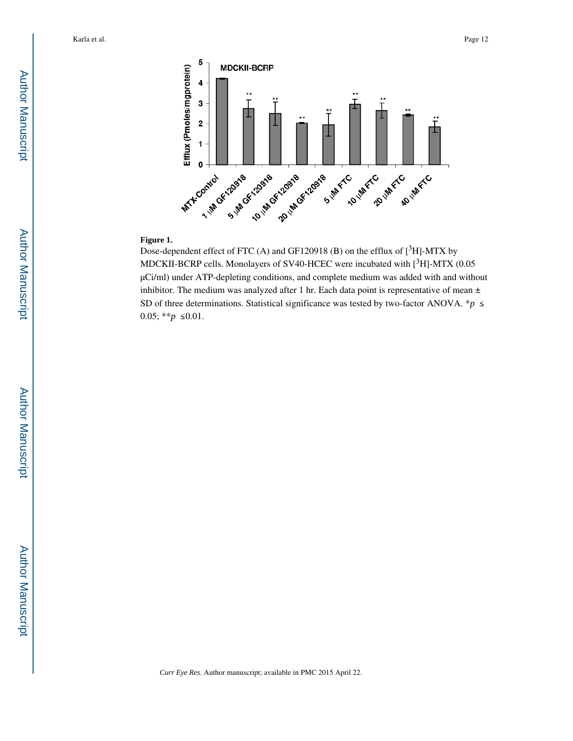**Figure 1.**

Dose-dependent effect of FTC (A) and GF120918 (B) on the efflux of [$^3$H]-MTX by MDCKII-BCRP cells. Monolayers of SV40-HCEC were incubated with [$^3$H]-MTX (0.05 μCi/ml) under ATP-depleting conditions, and complete medium was added with and without inhibitor. The medium was analyzed after 1 hr. Each data point is representative of mean ± SD of three determinations. Statistical significance was tested by two-factor ANOVA. *$p \leq 0.05$; **$p \leq 0.01$.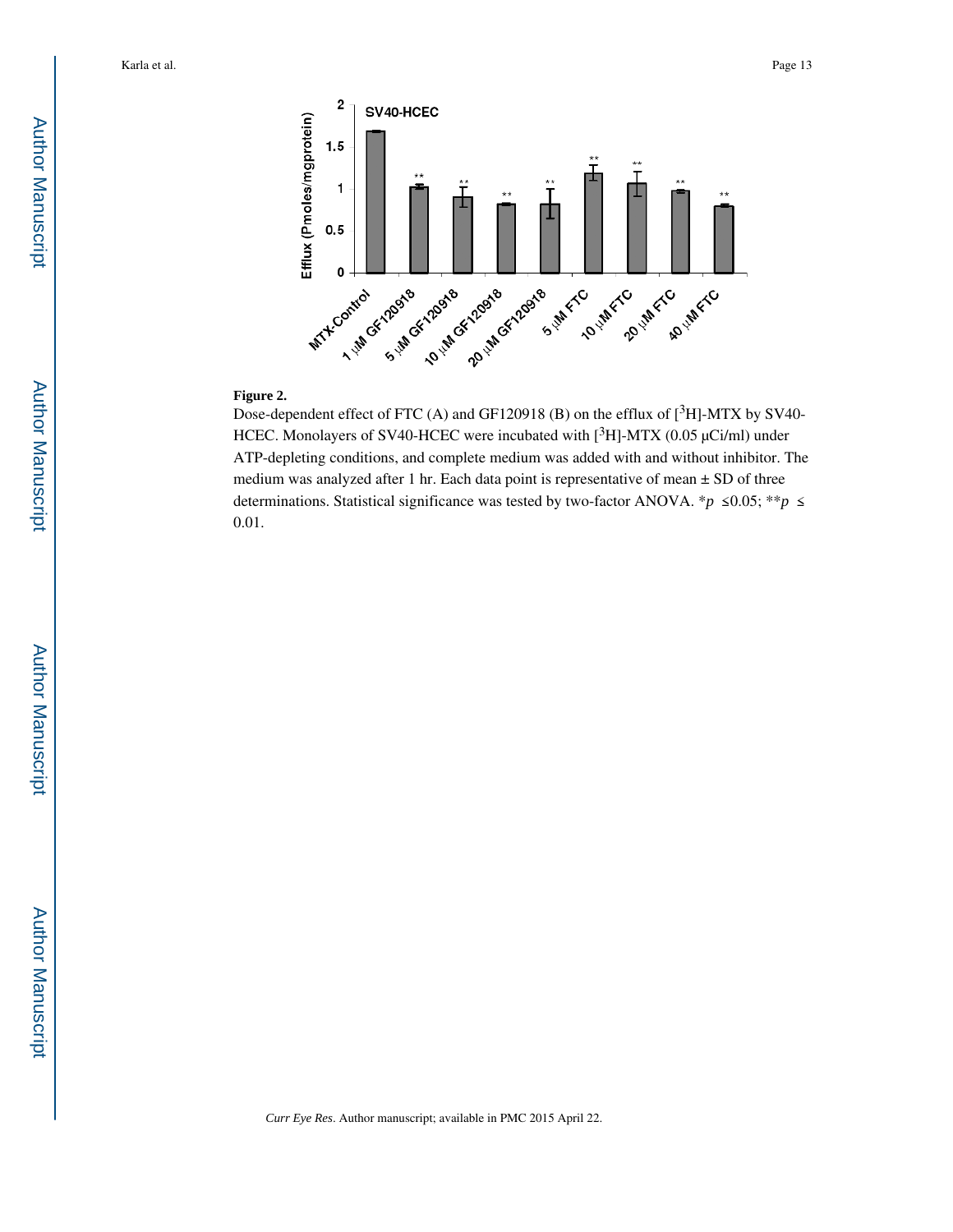**Figure 2.**

Dose-dependent effect of FTC (A) and GF120918 (B) on the efflux of [$^{3}$H]-MTX by SV40-HCEC. Monolayers of SV40-HCEC were incubated with [$^{3}$H]-MTX (0.05 μCi/ml) under ATP-depleting conditions, and complete medium was added with and without inhibitor. The medium was analyzed after 1 hr. Each data point is representative of mean ± SD of three determinations. Statistical significance was tested by two-factor ANOVA. *$p \leq 0.05$; **$p \leq 0.01$.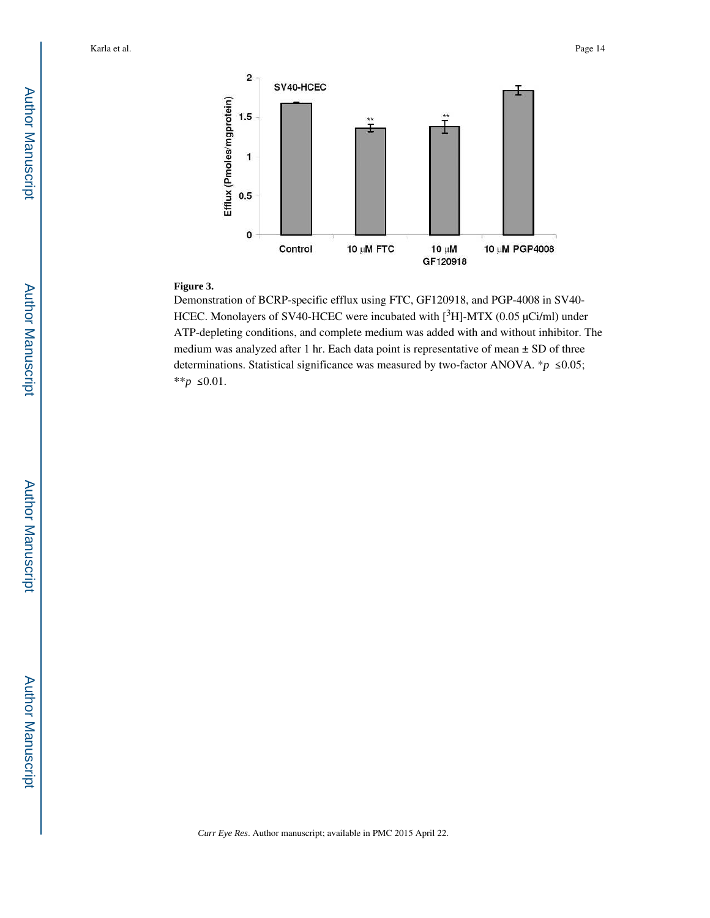**Figure 3.**

Demonstration of BCRP-specific efflux using FTC, GF120918, and PGP-4008 in SV40-HCEC. Monolayers of SV40-HCEC were incubated with [$^{3}$H]-MTX (0.05 μCi/ml) under ATP-depleting conditions, and complete medium was added with and without inhibitor. The medium was analyzed after 1 hr. Each data point is representative of mean ± SD of three determinations. Statistical significance was measured by two-factor ANOVA. *$p \leq 0.05$; **$p \leq 0.01$.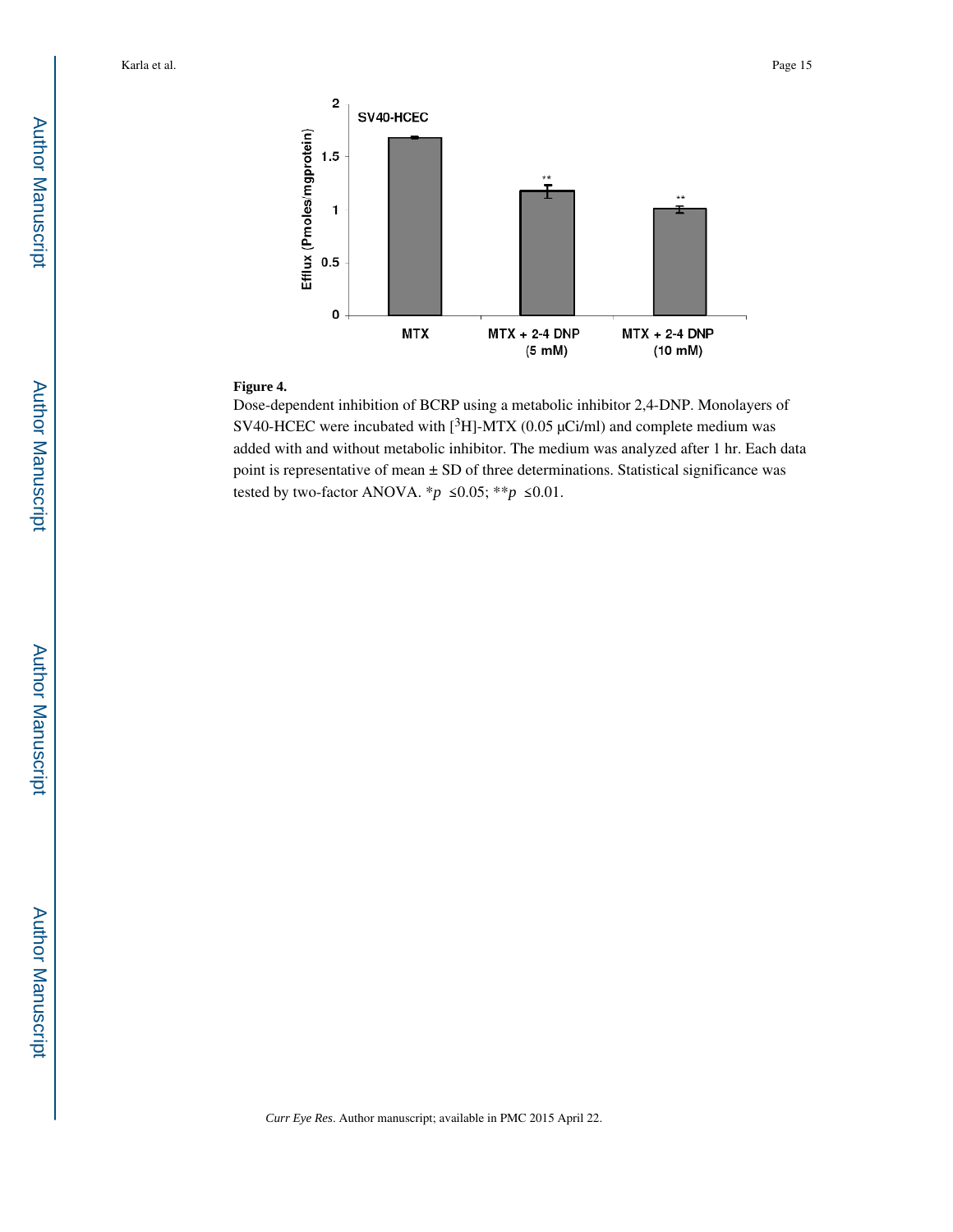**Figure 4.**

Dose-dependent inhibition of BCRP using a metabolic inhibitor 2,4-DNP. Monolayers of SV40-HCEC were incubated with [$^3$H]-MTX (0.05 μCi/ml) and complete medium was added with and without metabolic inhibitor. The medium was analyzed after 1 hr. Each data point is representative of mean ± SD of three determinations. Statistical significance was tested by two-factor ANOVA. *$p \leq 0.05$; **$p \leq 0.01$.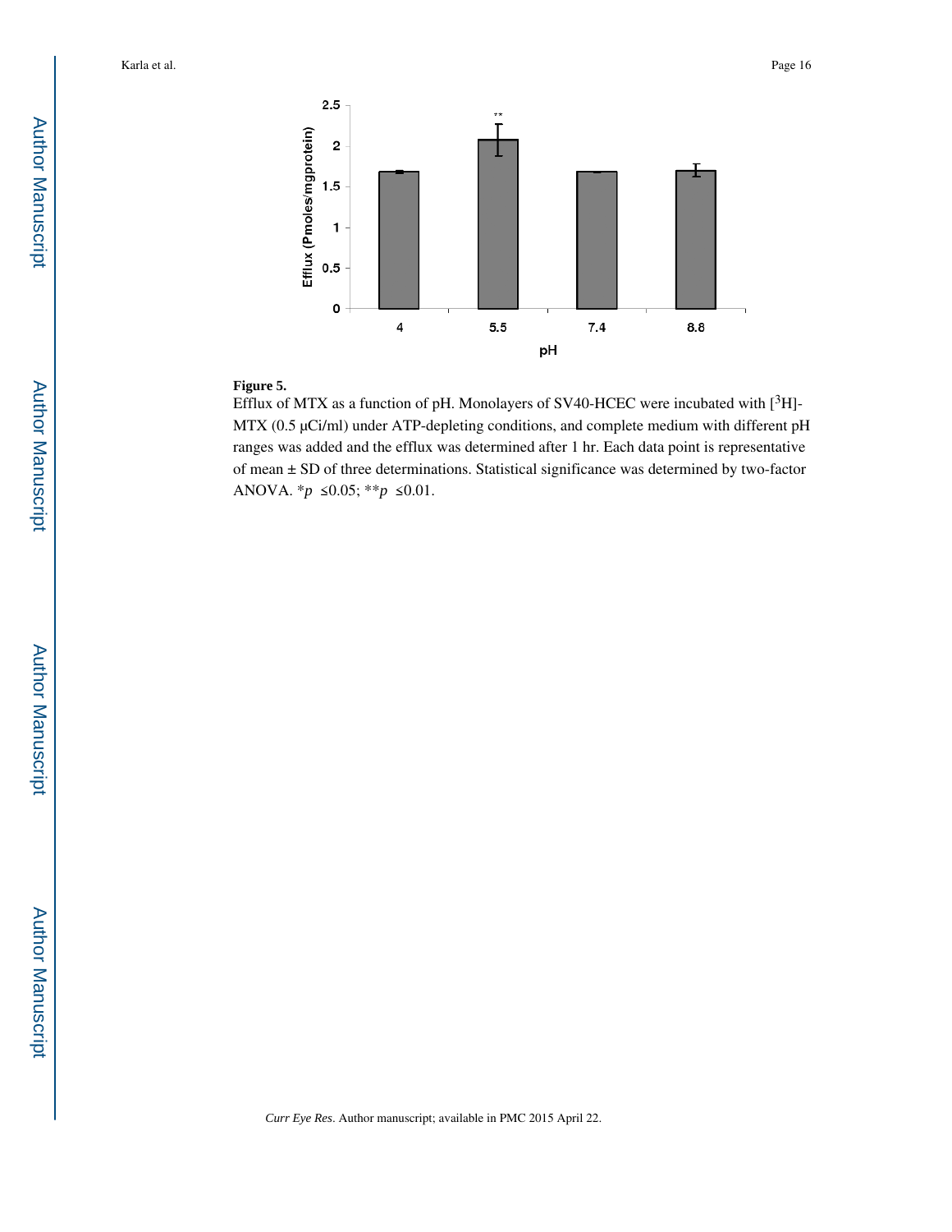**Figure 5.**

Efflux of MTX as a function of pH. Monolayers of SV40-HCEC were incubated with [$^3$H]-MTX (0.5 μCi/ml) under ATP-depleting conditions, and complete medium with different pH ranges was added and the efflux was determined after 1 hr. Each data point is representative of mean ± SD of three determinations. Statistical significance was determined by two-factor ANOVA. *$p \leq 0.05$; **$p \leq 0.01$.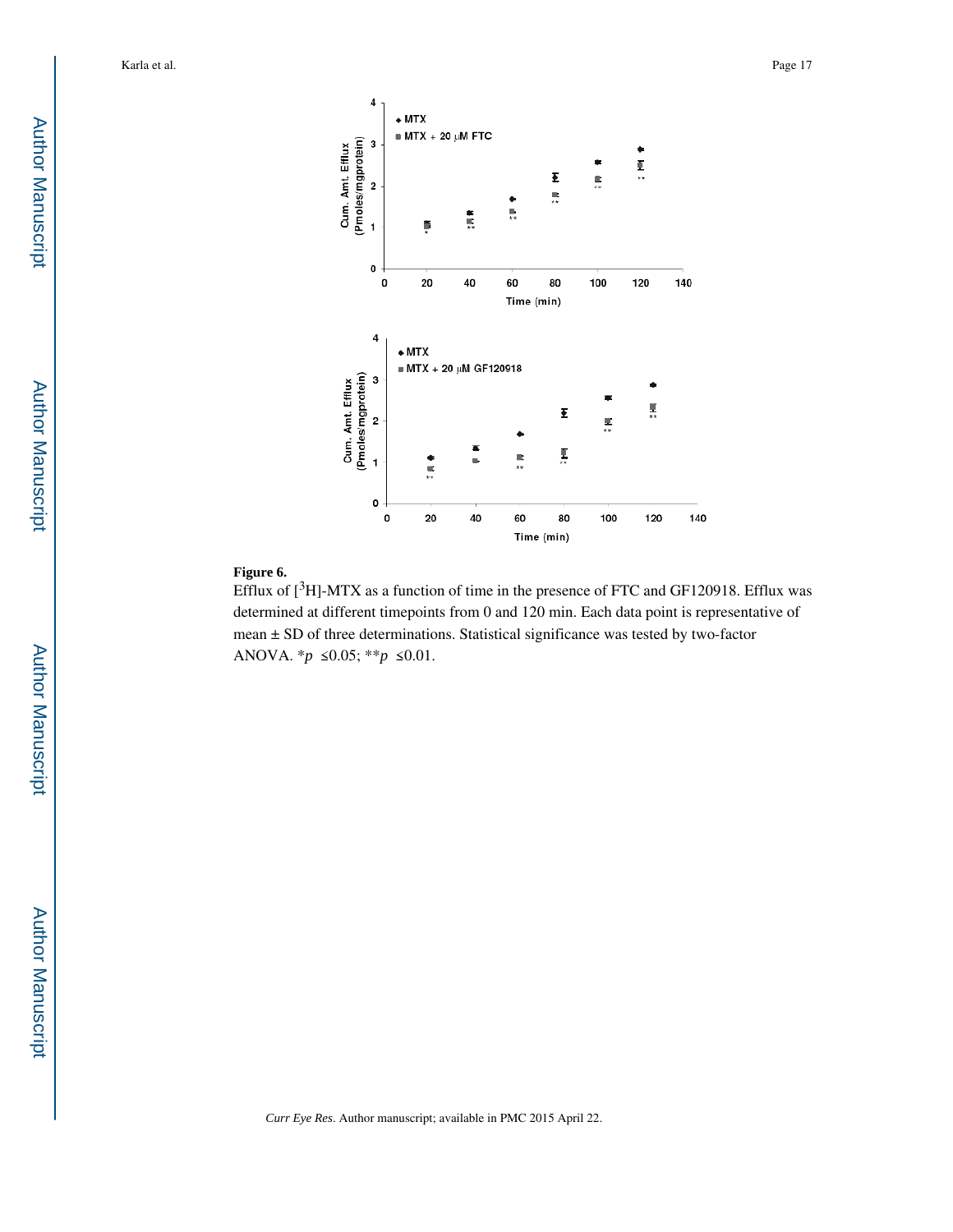**Figure 6.**

Efflux of [$^3$H]-MTX as a function of time in the presence of FTC and GF120918. Efflux was determined at different timepoints from 0 and 120 min. Each data point is representative of mean ± SD of three determinations. Statistical significance was tested by two-factor ANOVA. \*$p \leq 0.05$; \*\*$p \leq 0.01$.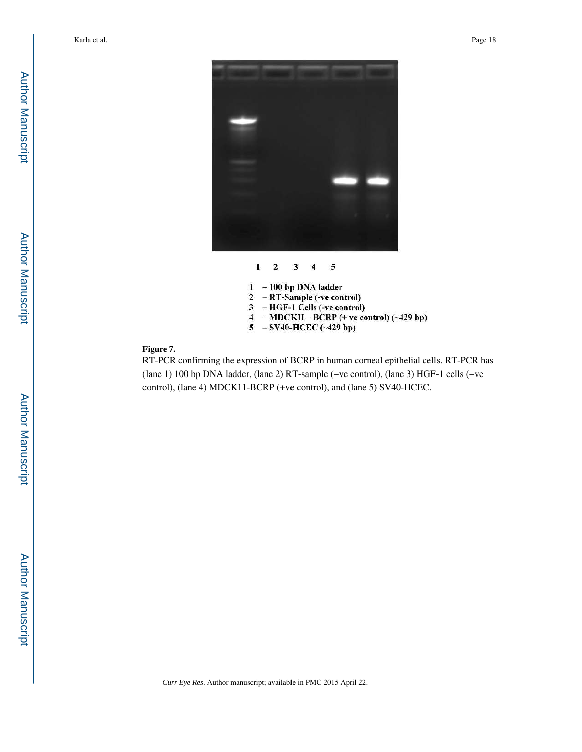1 2 3 4 5

1 – 100 bp DNA ladder
2 – RT-Sample (-ve control)
3 – HGF-1 Cells (-ve control)
4 – MDCKII – BCRP (+ ve control) (~429 bp)
5 – SV40-HCEC (~429 bp)

**Figure 7.**

RT-PCR confirming the expression of BCRP in human corneal epithelial cells. RT-PCR has (lane 1) 100 bp DNA ladder, (lane 2) RT-sample (−ve control), (lane 3) HGF-1 cells (−ve control), (lane 4) MDCK11-BCRP (+ve control), and (lane 5) SV40-HCEC.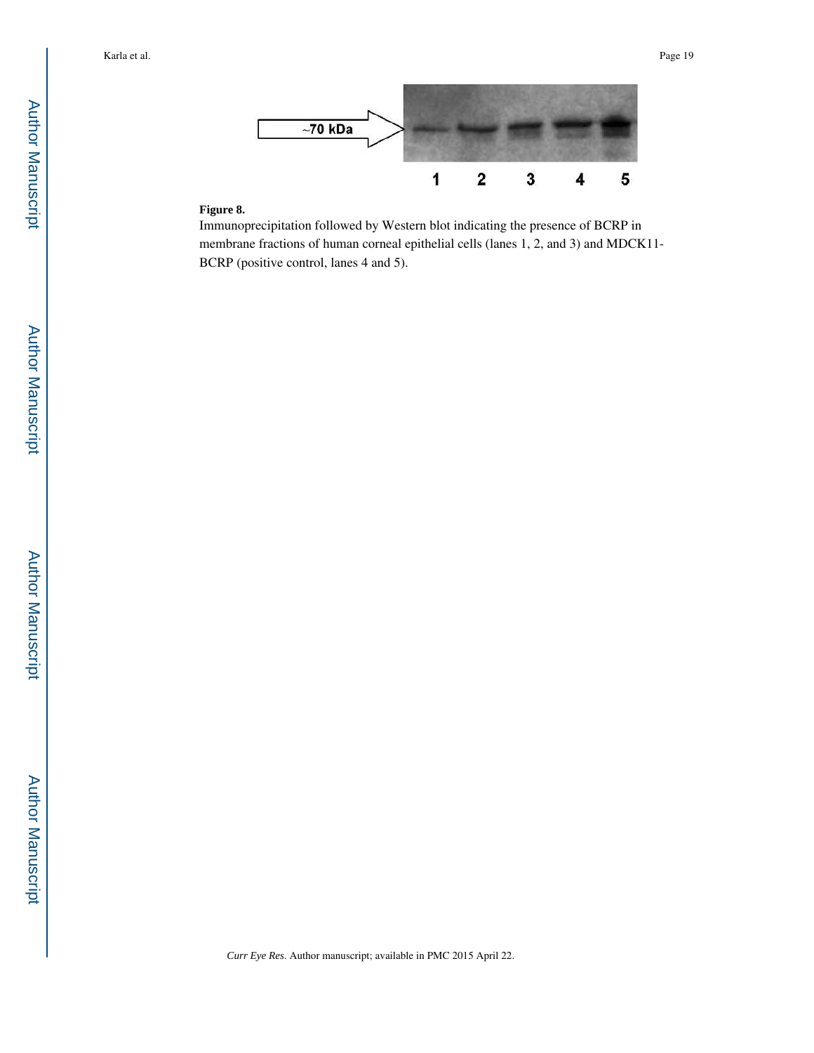**Figure 8.**

Immunoprecipitation followed by Western blot indicating the presence of BCRP in membrane fractions of human corneal epithelial cells (lanes 1, 2, and 3) and MDCK11-BCRP (positive control, lanes 4 and 5).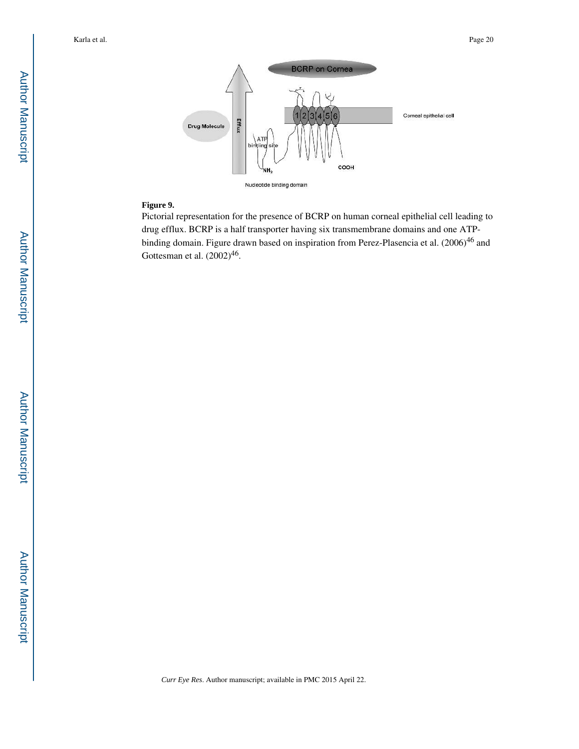BCRP on Cornea

Drug Molecule

Efflux

ATP binding site

$NH_2$

1 2 3 4 5 6

Corneal epithelial cell

COOH

Nucleotide binding domain

**Figure 9.**

Pictorial representation for the presence of BCRP on human corneal epithelial cell leading to drug efflux. BCRP is a half transporter having six transmembrane domains and one ATP-binding domain. Figure drawn based on inspiration from Perez-Plasencia et al. (2006)[46] and Gottesman et al. (2002)[46].